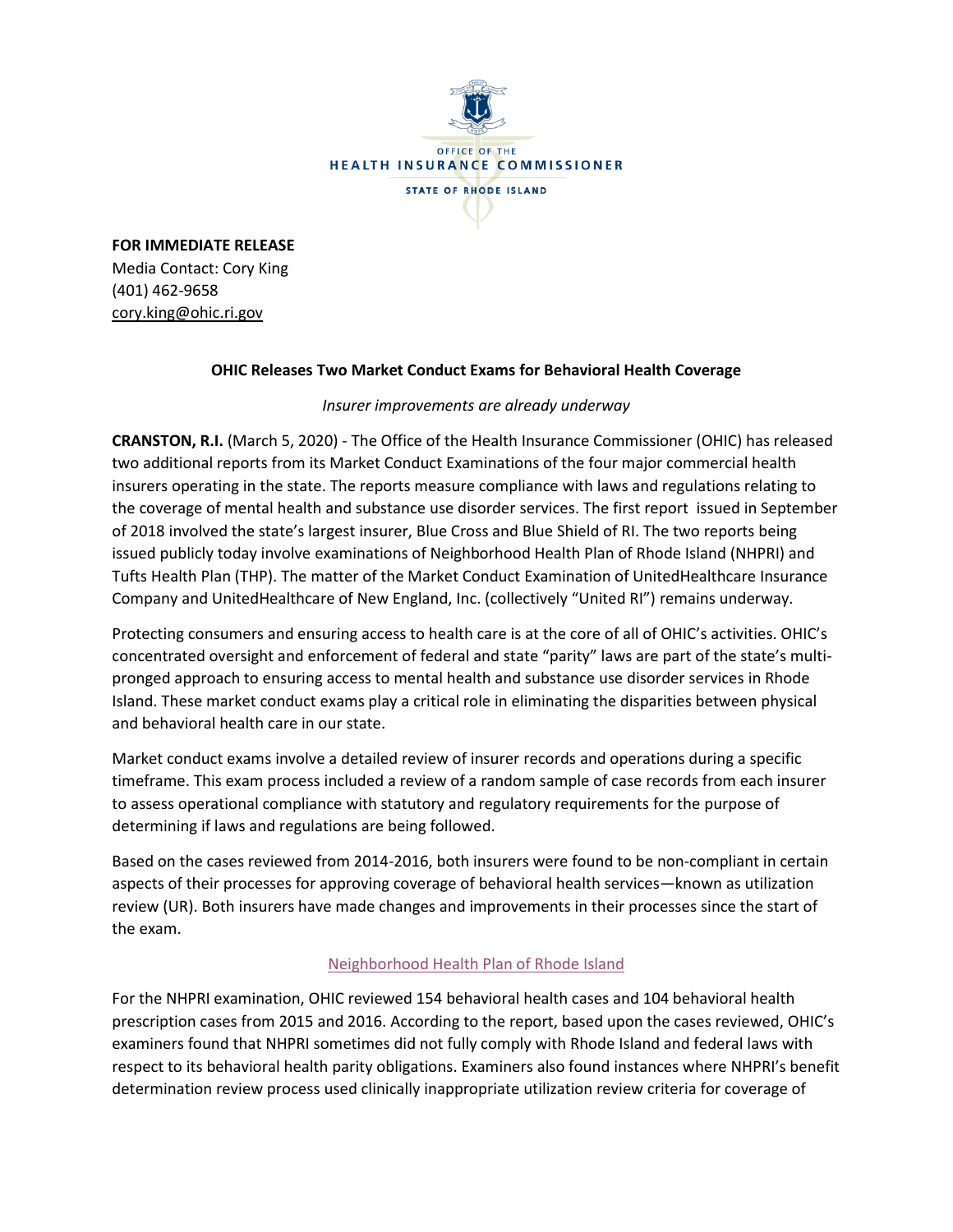OFFICE OF THE
HEALTH INSURANCE COMMISSIONER
STATE OF RHODE ISLAND

**FOR IMMEDIATE RELEASE**
Media Contact: Cory King
(401) 462-9658
cory.king@ohic.ri.gov

**OHIC Releases Two Market Conduct Exams for Behavioral Health Coverage**

*Insurer improvements are already underway*

**CRANSTON, R.I.** (March 5, 2020) - The Office of the Health Insurance Commissioner (OHIC) has released two additional reports from its Market Conduct Examinations of the four major commercial health insurers operating in the state. The reports measure compliance with laws and regulations relating to the coverage of mental health and substance use disorder services. The first report issued in September of 2018 involved the state's largest insurer, Blue Cross and Blue Shield of RI. The two reports being issued publicly today involve examinations of Neighborhood Health Plan of Rhode Island (NHPRI) and Tufts Health Plan (THP). The matter of the Market Conduct Examination of UnitedHealthcare Insurance Company and UnitedHealthcare of New England, Inc. (collectively "United RI") remains underway.

Protecting consumers and ensuring access to health care is at the core of all of OHIC's activities. OHIC's concentrated oversight and enforcement of federal and state "parity" laws are part of the state's multi-pronged approach to ensuring access to mental health and substance use disorder services in Rhode Island. These market conduct exams play a critical role in eliminating the disparities between physical and behavioral health care in our state.

Market conduct exams involve a detailed review of insurer records and operations during a specific timeframe. This exam process included a review of a random sample of case records from each insurer to assess operational compliance with statutory and regulatory requirements for the purpose of determining if laws and regulations are being followed.

Based on the cases reviewed from 2014-2016, both insurers were found to be non-compliant in certain aspects of their processes for approving coverage of behavioral health services—known as utilization review (UR). Both insurers have made changes and improvements in their processes since the start of the exam.

Neighborhood Health Plan of Rhode Island

For the NHPRI examination, OHIC reviewed 154 behavioral health cases and 104 behavioral health prescription cases from 2015 and 2016. According to the report, based upon the cases reviewed, OHIC's examiners found that NHPRI sometimes did not fully comply with Rhode Island and federal laws with respect to its behavioral health parity obligations. Examiners also found instances where NHPRI's benefit determination review process used clinically inappropriate utilization review criteria for coverage of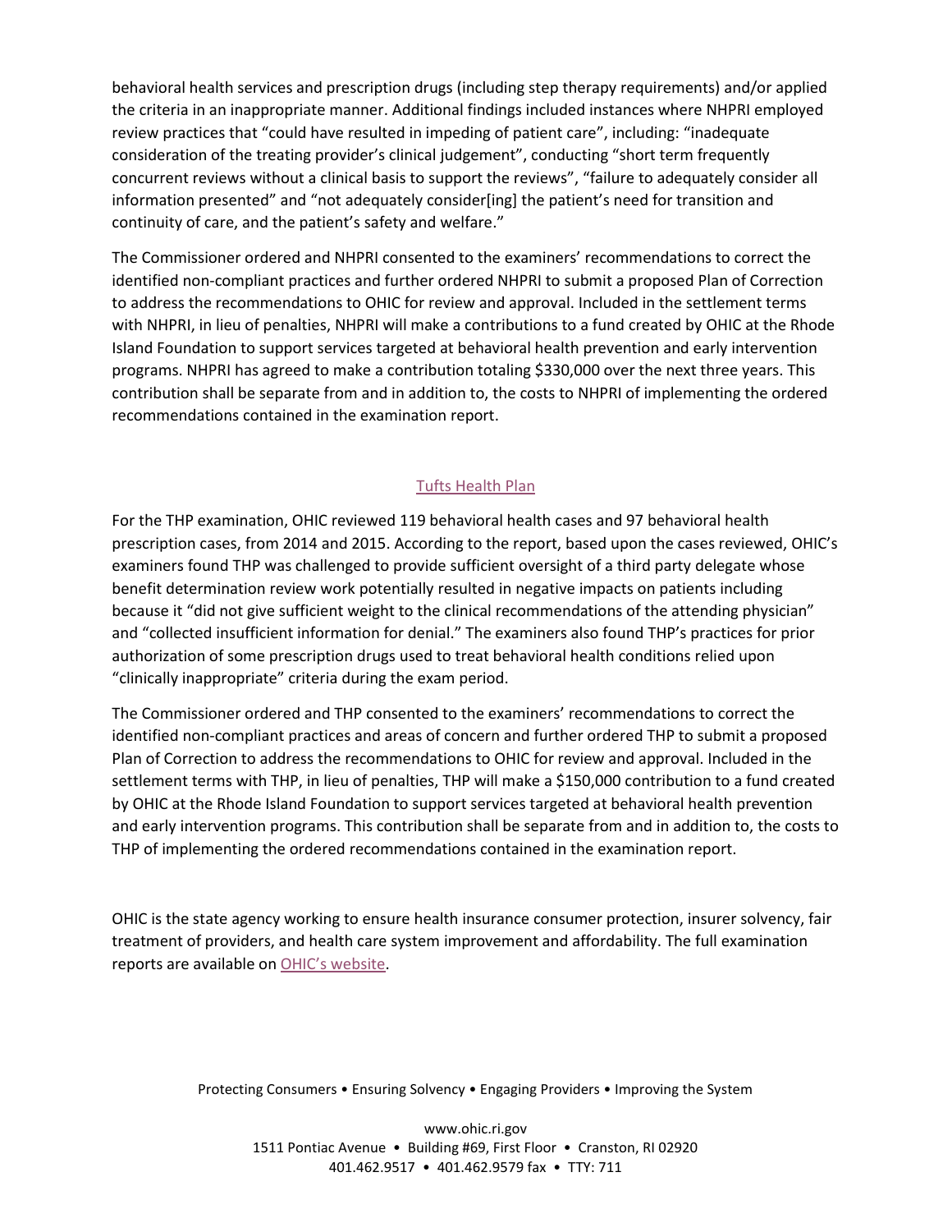behavioral health services and prescription drugs (including step therapy requirements) and/or applied the criteria in an inappropriate manner. Additional findings included instances where NHPRI employed review practices that "could have resulted in impeding of patient care", including: "inadequate consideration of the treating provider's clinical judgement", conducting "short term frequently concurrent reviews without a clinical basis to support the reviews", "failure to adequately consider all information presented" and "not adequately consider[ing] the patient's need for transition and continuity of care, and the patient's safety and welfare."

The Commissioner ordered and NHPRI consented to the examiners' recommendations to correct the identified non-compliant practices and further ordered NHPRI to submit a proposed Plan of Correction to address the recommendations to OHIC for review and approval. Included in the settlement terms with NHPRI, in lieu of penalties, NHPRI will make a contributions to a fund created by OHIC at the Rhode Island Foundation to support services targeted at behavioral health prevention and early intervention programs. NHPRI has agreed to make a contribution totaling $330,000 over the next three years. This contribution shall be separate from and in addition to, the costs to NHPRI of implementing the ordered recommendations contained in the examination report.

## Tufts Health Plan

For the THP examination, OHIC reviewed 119 behavioral health cases and 97 behavioral health prescription cases, from 2014 and 2015. According to the report, based upon the cases reviewed, OHIC's examiners found THP was challenged to provide sufficient oversight of a third party delegate whose benefit determination review work potentially resulted in negative impacts on patients including because it "did not give sufficient weight to the clinical recommendations of the attending physician" and "collected insufficient information for denial." The examiners also found THP's practices for prior authorization of some prescription drugs used to treat behavioral health conditions relied upon "clinically inappropriate" criteria during the exam period.

The Commissioner ordered and THP consented to the examiners' recommendations to correct the identified non-compliant practices and areas of concern and further ordered THP to submit a proposed Plan of Correction to address the recommendations to OHIC for review and approval. Included in the settlement terms with THP, in lieu of penalties, THP will make a $150,000 contribution to a fund created by OHIC at the Rhode Island Foundation to support services targeted at behavioral health prevention and early intervention programs. This contribution shall be separate from and in addition to, the costs to THP of implementing the ordered recommendations contained in the examination report.

OHIC is the state agency working to ensure health insurance consumer protection, insurer solvency, fair treatment of providers, and health care system improvement and affordability. The full examination reports are available on OHIC's website.

Protecting Consumers • Ensuring Solvency • Engaging Providers • Improving the System

www.ohic.ri.gov
1511 Pontiac Avenue • Building #69, First Floor • Cranston, RI 02920
401.462.9517 • 401.462.9579 fax • TTY: 711